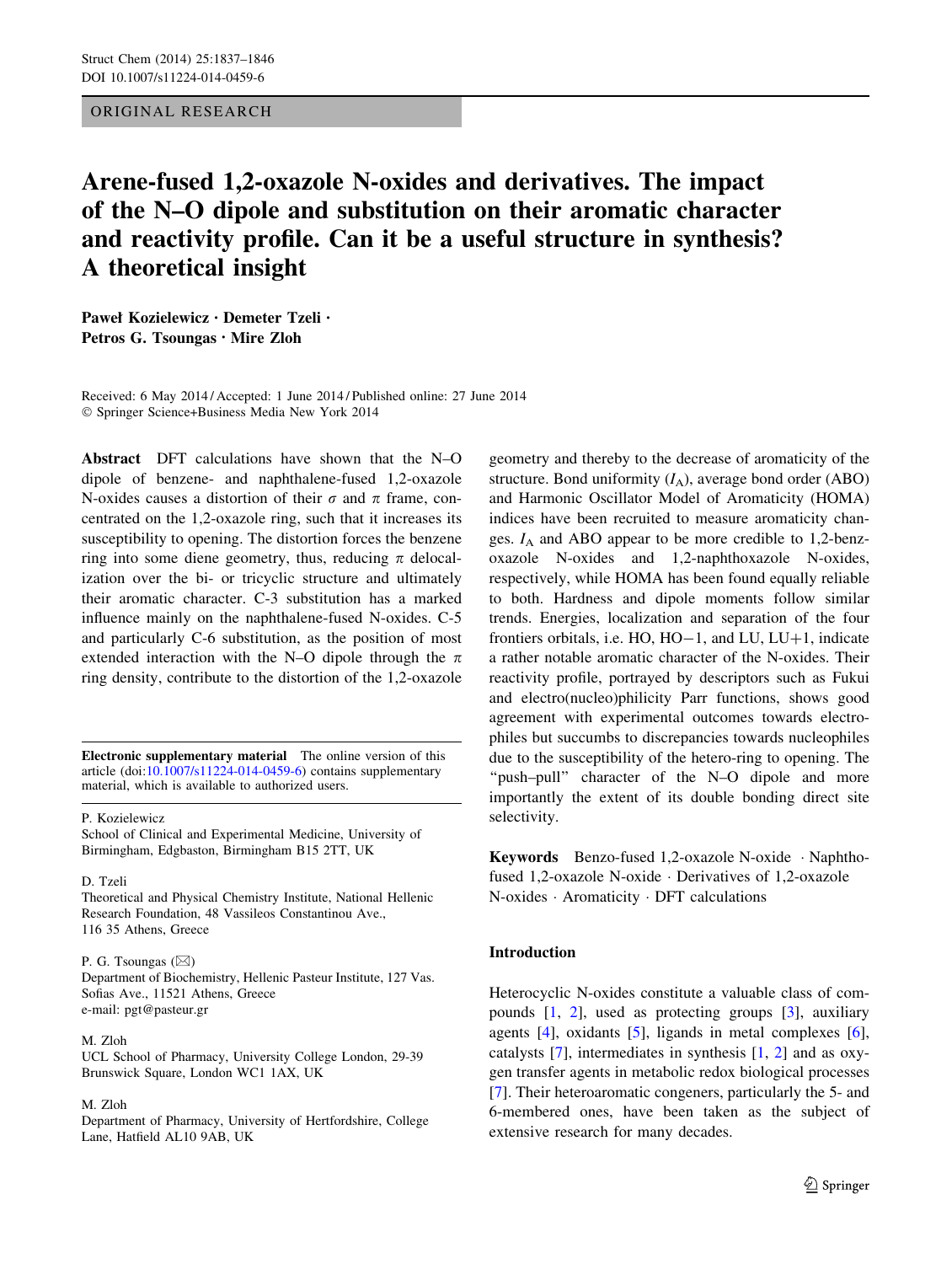ORIGINAL RESEARCH

# Arene-fused 1,2-oxazole N-oxides and derivatives. The impact of the N–O dipole and substitution on their aromatic character and reactivity profile. Can it be a useful structure in synthesis? A theoretical insight

**Paweł Kozielewicz · Demeter Tzeli · Petros G. Tsoungas · Mire Zloh**

Received: 6 May 2014 / Accepted: 1 June 2014 / Published online: 27 June 2014
© Springer Science+Business Media New York 2014

**Abstract** DFT calculations have shown that the N–O dipole of benzene- and naphthalene-fused 1,2-oxazole N-oxides causes a distortion of their $\sigma$ and $\pi$ frame, concentrated on the 1,2-oxazole ring, such that it increases its susceptibility to opening. The distortion forces the benzene ring into some diene geometry, thus, reducing $\pi$ delocalization over the bi- or tricyclic structure and ultimately their aromatic character. C-3 substitution has a marked influence mainly on the naphthalene-fused N-oxides. C-5 and particularly C-6 substitution, as the position of most extended interaction with the N–O dipole through the $\pi$ ring density, contribute to the distortion of the 1,2-oxazole geometry and thereby to the decrease of aromaticity of the structure. Bond uniformity ($I_A$), average bond order (ABO) and Harmonic Oscillator Model of Aromaticity (HOMA) indices have been recruited to measure aromaticity changes. $I_A$ and ABO appear to be more credible to 1,2-benzoxazole N-oxides and 1,2-naphthoxazole N-oxides, respectively, while HOMA has been found equally reliable to both. Hardness and dipole moments follow similar trends. Energies, localization and separation of the four frontiers orbitals, i.e. HO, HO−1, and LU, LU+1, indicate a rather notable aromatic character of the N-oxides. Their reactivity profile, portrayed by descriptors such as Fukui and electro(nucleo)philicity Parr functions, shows good agreement with experimental outcomes towards electrophiles but succumbs to discrepancies towards nucleophiles due to the susceptibility of the hetero-ring to opening. The "push–pull" character of the N–O dipole and more importantly the extent of its double bonding direct site selectivity.

**Keywords** Benzo-fused 1,2-oxazole N-oxide · Naphtho-fused 1,2-oxazole N-oxide · Derivatives of 1,2-oxazole N-oxides · Aromaticity · DFT calculations

**Electronic supplementary material** The online version of this article (doi:10.1007/s11224-014-0459-6) contains supplementary material, which is available to authorized users.

P. Kozielewicz
School of Clinical and Experimental Medicine, University of Birmingham, Edgbaston, Birmingham B15 2TT, UK

D. Tzeli
Theoretical and Physical Chemistry Institute, National Hellenic Research Foundation, 48 Vassileos Constantinou Ave., 116 35 Athens, Greece

P. G. Tsoungas (✉)
Department of Biochemistry, Hellenic Pasteur Institute, 127 Vas. Sofias Ave., 11521 Athens, Greece
e-mail: pgt@pasteur.gr

M. Zloh
UCL School of Pharmacy, University College London, 29-39 Brunswick Square, London WC1 1AX, UK

M. Zloh
Department of Pharmacy, University of Hertfordshire, College Lane, Hatfield AL10 9AB, UK

## Introduction

Heterocyclic N-oxides constitute a valuable class of compounds [1, 2], used as protecting groups [3], auxiliary agents [4], oxidants [5], ligands in metal complexes [6], catalysts [7], intermediates in synthesis [1, 2] and as oxygen transfer agents in metabolic redox biological processes [7]. Their heteroaromatic congeners, particularly the 5- and 6-membered ones, have been taken as the subject of extensive research for many decades.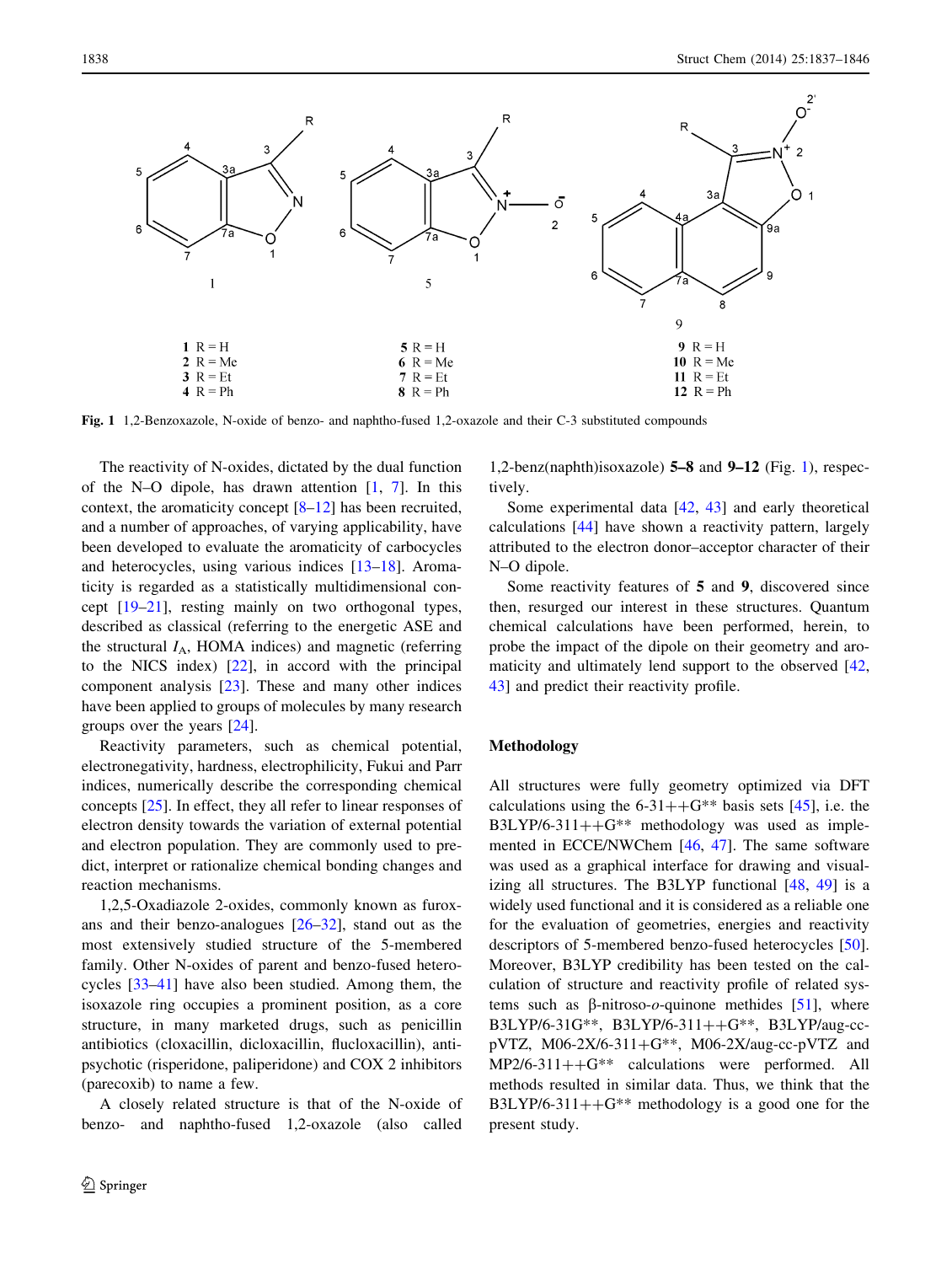**1** R = H
**2** R = Me
**3** R = Et
**4** R = Ph

**5** R = H
**6** R = Me
**7** R = Et
**8** R = Ph

**9** R = H
**10** R = Me
**11** R = Et
**12** R = Ph

**Fig. 1** 1,2-Benzoxazole, N-oxide of benzo- and naphtho-fused 1,2-oxazole and their C-3 substituted compounds

The reactivity of N-oxides, dictated by the dual function of the N–O dipole, has drawn attention [1, 7]. In this context, the aromaticity concept [8–12] has been recruited, and a number of approaches, of varying applicability, have been developed to evaluate the aromaticity of carbocycles and heterocycles, using various indices [13–18]. Aromaticity is regarded as a statistically multidimensional concept [19–21], resting mainly on two orthogonal types, described as classical (referring to the energetic ASE and the structural $I_A$, HOMA indices) and magnetic (referring to the NICS index) [22], in accord with the principal component analysis [23]. These and many other indices have been applied to groups of molecules by many research groups over the years [24].

Reactivity parameters, such as chemical potential, electronegativity, hardness, electrophilicity, Fukui and Parr indices, numerically describe the corresponding chemical concepts [25]. In effect, they all refer to linear responses of electron density towards the variation of external potential and electron population. They are commonly used to predict, interpret or rationalize chemical bonding changes and reaction mechanisms.

1,2,5-Oxadiazole 2-oxides, commonly known as furoxans and their benzo-analogues [26–32], stand out as the most extensively studied structure of the 5-membered family. Other N-oxides of parent and benzo-fused heterocycles [33–41] have also been studied. Among them, the isoxazole ring occupies a prominent position, as a core structure, in many marketed drugs, such as penicillin antibiotics (cloxacillin, dicloxacillin, flucloxacillin), antipsychotic (risperidone, paliperidone) and COX 2 inhibitors (parecoxib) to name a few.

A closely related structure is that of the N-oxide of benzo- and naphtho-fused 1,2-oxazole (also called 1,2-benz(naphth)isoxazole) **5–8** and **9–12** (Fig. 1), respectively.

Some experimental data [42, 43] and early theoretical calculations [44] have shown a reactivity pattern, largely attributed to the electron donor–acceptor character of their N–O dipole.

Some reactivity features of **5** and **9**, discovered since then, resurged our interest in these structures. Quantum chemical calculations have been performed, herein, to probe the impact of the dipole on their geometry and aromaticity and ultimately lend support to the observed [42, 43] and predict their reactivity profile.

## Methodology

All structures were fully geometry optimized via DFT calculations using the 6-31++G** basis sets [45], i.e. the B3LYP/6-311++G** methodology was used as implemented in ECCE/NWChem [46, 47]. The same software was used as a graphical interface for drawing and visualizing all structures. The B3LYP functional [48, 49] is a widely used functional and it is considered as a reliable one for the evaluation of geometries, energies and reactivity descriptors of 5-membered benzo-fused heterocycles [50]. Moreover, B3LYP credibility has been tested on the calculation of structure and reactivity profile of related systems such as β-nitroso-*o*-quinone methides [51], where B3LYP/6-31G**, B3LYP/6-311++G**, B3LYP/aug-cc-pVTZ, M06-2X/6-311+G**, M06-2X/aug-cc-pVTZ and MP2/6-311++G** calculations were performed. All methods resulted in similar data. Thus, we think that the B3LYP/6-311++G** methodology is a good one for the present study.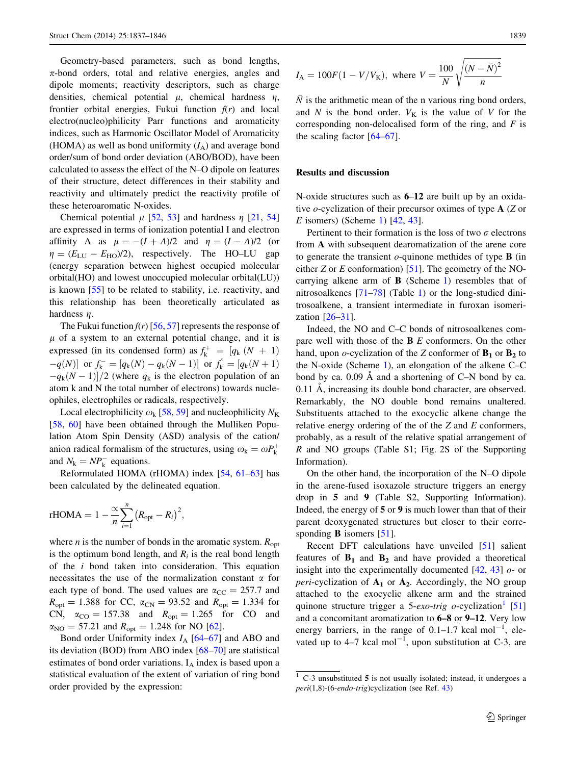Geometry-based parameters, such as bond lengths, π-bond orders, total and relative energies, angles and dipole moments; reactivity descriptors, such as charge densities, chemical potential $\mu$, chemical hardness $\eta$, frontier orbital energies, Fukui function $f(r)$ and local electro(nucleo)philicity Parr functions and aromaticity indices, such as Harmonic Oscillator Model of Aromaticity (HOMA) as well as bond uniformity ($I_A$) and average bond order/sum of bond order deviation (ABO/BOD), have been calculated to assess the effect of the N–O dipole on features of their structure, detect differences in their stability and reactivity and ultimately predict the reactivity profile of these heteroaromatic N-oxides.

Chemical potential $\mu$ [52, 53] and hardness $\eta$ [21, 54] are expressed in terms of ionization potential I and electron affinity A as $\mu = -(I + A)/2$ and $\eta = (I - A)/2$ (or $\eta = (E_{LU} - E_{HO})/2$), respectively. The HO–LU gap (energy separation between highest occupied molecular orbital(HO) and lowest unoccupied molecular orbital(LU)) is known [55] to be related to stability, i.e. reactivity, and this relationship has been theoretically articulated as hardness $\eta$.

The Fukui function $f(r)$ [56, 57] represents the response of $\mu$ of a system to an external potential change, and it is expressed (in its condensed form) as $f_k^+ = [q_k(N+1) - q(N)]$ or $f_k^- = [q_k(N) - q_k(N-1)]$ or $f_k^\circ = [q_k(N+1) - q_k(N-1)]/2$ (where $q_k$ is the electron population of an atom k and N the total number of electrons) towards nucleophiles, electrophiles or radicals, respectively.

Local electrophilicity $\omega_k$ [58, 59] and nucleophilicity $N_K$ [58, 60] have been obtained through the Mulliken Population Atom Spin Density (ASD) analysis of the cation/anion radical formalism of the structures, using $\omega_k = \omega P_k^+$ and $N_k = NP_k^-$ equations.

Reformulated HOMA (rHOMA) index [54, 61–63] has been calculated by the delineated equation.

$$\text{rHOMA} = 1 - \frac{\alpha}{n}\sum_{i=1}^{n}\left(R_{opt} - R_i\right)^2,$$

where $n$ is the number of bonds in the aromatic system. $R_{opt}$ is the optimum bond length, and $R_i$ is the real bond length of the $i$ bond taken into consideration. This equation necessitates the use of the normalization constant $\alpha$ for each type of bond. The used values are $\alpha_{CC} = 257.7$ and $R_{opt} = 1.388$ for CC, $\alpha_{CN} = 93.52$ and $R_{opt} = 1.334$ for CN, $\alpha_{CO} = 157.38$ and $R_{opt} = 1.265$ for CO and $\alpha_{NO} = 57.21$ and $R_{opt} = 1.248$ for NO [62].

Bond order Uniformity index $I_A$ [64–67] and ABO and its deviation (BOD) from ABO index [68–70] are statistical estimates of bond order variations. $I_A$ index is based upon a statistical evaluation of the extent of variation of ring bond order provided by the expression:

$$I_A = 100F(1 - V/V_K), \text{ where } V = \frac{100}{N}\sqrt{\frac{(N-\bar{N})^2}{n}}$$

$\bar{N}$ is the arithmetic mean of the n various ring bond orders, and $N$ is the bond order. $V_K$ is the value of $V$ for the corresponding non-delocalised form of the ring, and $F$ is the scaling factor [64–67].

## Results and discussion

N-oxide structures such as **6–12** are built up by an oxidative *o*-cyclization of their precursor oximes of type **A** (*Z* or *E* isomers) (Scheme 1) [42, 43].

Pertinent to their formation is the loss of two σ electrons from **A** with subsequent dearomatization of the arene core to generate the transient *o*-quinone methides of type **B** (in either *Z* or *E* conformation) [51]. The geometry of the NO-carrying alkene arm of **B** (Scheme 1) resembles that of nitrosoalkenes [71–78] (Table 1) or the long-studied dinitrosoalkene, a transient intermediate in furoxan isomerization [26–31].

Indeed, the NO and C–C bonds of nitrosoalkenes compare well with those of the **B** *E* conformers. On the other hand, upon *o*-cyclization of the *Z* conformer of $\mathbf{B_1}$ or $\mathbf{B_2}$ to the N-oxide (Scheme 1), an elongation of the alkene C–C bond by ca. 0.09 Å and a shortening of C–N bond by ca. 0.11 Å, increasing its double bond character, are observed. Remarkably, the NO double bond remains unaltered. Substituents attached to the exocyclic alkene change the relative energy ordering of the of the *Z* and *E* conformers, probably, as a result of the relative spatial arrangement of *R* and NO groups (Table S1; Fig. 2S of the Supporting Information).

On the other hand, the incorporation of the N–O dipole in the arene-fused isoxazole structure triggers an energy drop in **5** and **9** (Table S2, Supporting Information). Indeed, the energy of **5** or **9** is much lower than that of their parent deoxygenated structures but closer to their corresponding **B** isomers [51].

Recent DFT calculations have unveiled [51] salient features of $\mathbf{B_1}$ and $\mathbf{B_2}$ and have provided a theoretical insight into the experimentally documented [42, 43] *o*- or *peri*-cyclization of $\mathbf{A_1}$ or $\mathbf{A_2}$. Accordingly, the NO group attached to the exocyclic alkene arm and the strained quinone structure trigger a 5-*exo-trig* *o*-cyclization[1] [51] and a concomitant aromatization to **6–8** or **9–12**. Very low energy barriers, in the range of 0.1–1.7 kcal mol$^{-1}$, elevated up to 4–7 kcal mol$^{-1}$, upon substitution at C-3, are

[1] C-3 unsubstituted **5** is not usually isolated; instead, it undergoes a *peri*(1,8)-(6-*endo-trig*)cyclization (see Ref. 43)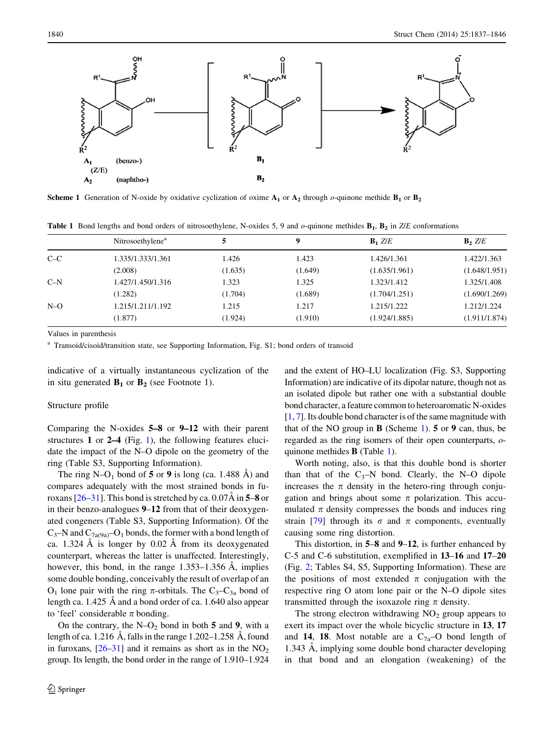**Scheme 1** Generation of N-oxide by oxidative cyclization of oxime $\mathbf{A_1}$ or $\mathbf{A_2}$ through *o*-quinone methide $\mathbf{B_1}$ or $\mathbf{B_2}$

**Table 1** Bond lengths and bond orders of nitrosoethylene, N-oxides 5, 9 and *o*-quinone methides $\mathbf{B_1}$, $\mathbf{B_2}$ in *Z/E* conformations

| | Nitrosoethylene[a] | 5 | 9 | $\mathbf{B_1}$ *Z/E* | $\mathbf{B_2}$ *Z/E* |
|---|---|---|---|---|---|
| C–C | 1.335/1.333/1.361 | 1.426 | 1.423 | 1.426/1.361 | 1.422/1.363 |
| | (2.008) | (1.635) | (1.649) | (1.635/1.961) | (1.648/1.951) |
| C–N | 1.427/1.450/1.316 | 1.323 | 1.325 | 1.323/1.412 | 1.325/1.408 |
| | (1.282) | (1.704) | (1.689) | (1.704/1.251) | (1.690/1.269) |
| N–O | 1.215/1.211/1.192 | 1.215 | 1.217 | 1.215/1.222 | 1.212/1.224 |
| | (1.877) | (1.924) | (1.910) | (1.924/1.885) | (1.911/1.874) |

Values in parenthesis

[a] Transoid/cisoid/transition state, see Supporting Information, Fig. S1; bond orders of transoid

indicative of a virtually instantaneous cyclization of the in situ generated $\mathbf{B_1}$ or $\mathbf{B_2}$ (see Footnote 1).

## Structure profile

Comparing the N-oxides **5–8** or **9–12** with their parent structures **1** or **2–4** (Fig. 1), the following features elucidate the impact of the N–O dipole on the geometry of the ring (Table S3, Supporting Information).

The ring N–$O_1$ bond of **5** or **9** is long (ca. 1.488 Å) and compares adequately with the most strained bonds in furoxans [26–31]. This bond is stretched by ca. 0.07Å in **5–8** or in their benzo-analogues **9–12** from that of their deoxygenated congeners (Table S3, Supporting Information). Of the $C_3$–N and $C_{7a(9a)}$–$O_1$ bonds, the former with a bond length of ca. 1.324 Å is longer by 0.02 Å from its deoxygenated counterpart, whereas the latter is unaffected. Interestingly, however, this bond, in the range 1.353–1.356 Å, implies some double bonding, conceivably the result of overlap of an $O_1$ lone pair with the ring π-orbitals. The $C_3$–$C_{3a}$ bond of length ca. 1.425 Å and a bond order of ca. 1.640 also appear to 'feel' considerable π bonding.

On the contrary, the N–$O_2$ bond in both **5** and **9**, with a length of ca. 1.216 Å, falls in the range 1.202–1.258 Å, found in furoxans, [26–31] and it remains as short as in the $NO_2$ group. Its length, the bond order in the range of 1.910–1.924 and the extent of HO–LU localization (Fig. S3, Supporting Information) are indicative of its dipolar nature, though not as an isolated dipole but rather one with a substantial double bond character, a feature common to heteroaromatic N-oxides [1, 7]. Its double bond character is of the same magnitude with that of the NO group in **B** (Scheme 1). **5** or **9** can, thus, be regarded as the ring isomers of their open counterparts, *o*-quinone methides **B** (Table 1).

Worth noting, also, is that this double bond is shorter than that of the $C_3$–N bond. Clearly, the N–O dipole increases the π density in the hetero-ring through conjugation and brings about some π polarization. This accumulated π density compresses the bonds and induces ring strain [79] through its σ and π components, eventually causing some ring distortion.

This distortion, in **5–8** and **9–12**, is further enhanced by C-5 and C-6 substitution, exemplified in **13–16** and **17–20** (Fig. 2; Tables S4, S5, Supporting Information). These are the positions of most extended π conjugation with the respective ring O atom lone pair or the N–O dipole sites transmitted through the isoxazole ring π density.

The strong electron withdrawing $NO_2$ group appears to exert its impact over the whole bicyclic structure in **13**, **17** and **14**, **18**. Most notable are a $C_{7a}$–O bond length of 1.343 Å, implying some double bond character developing in that bond and an elongation (weakening) of the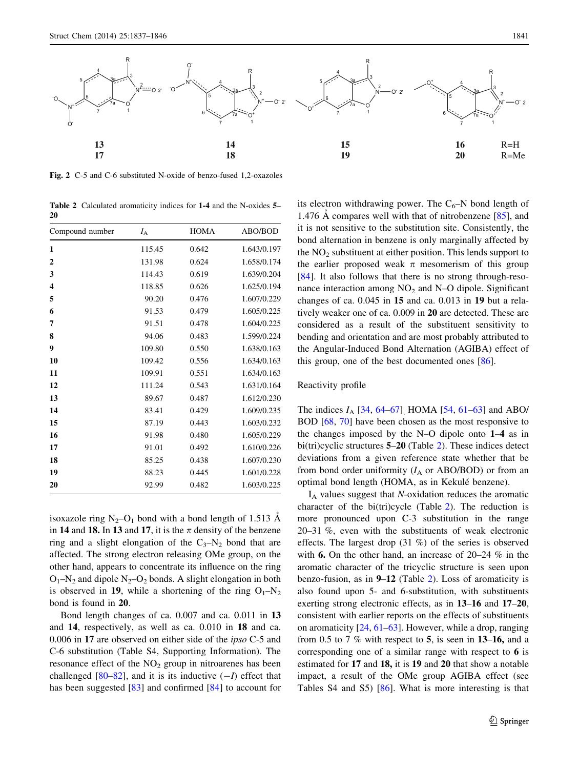**Fig. 2** C-5 and C-6 substituted N-oxide of benzo-fused 1,2-oxazoles

**Table 2** Calculated aromaticity indices for **1-4** and the N-oxides **5–20**

| Compound number | $I_A$ | HOMA | ABO/BOD |
|---|---|---|---|
| **1** | 115.45 | 0.642 | 1.643/0.197 |
| **2** | 131.98 | 0.624 | 1.658/0.174 |
| **3** | 114.43 | 0.619 | 1.639/0.204 |
| **4** | 118.85 | 0.626 | 1.625/0.194 |
| **5** | 90.20 | 0.476 | 1.607/0.229 |
| **6** | 91.53 | 0.479 | 1.605/0.225 |
| **7** | 91.51 | 0.478 | 1.604/0.225 |
| **8** | 94.06 | 0.483 | 1.599/0.224 |
| **9** | 109.80 | 0.550 | 1.638/0.163 |
| **10** | 109.42 | 0.556 | 1.634/0.163 |
| **11** | 109.91 | 0.551 | 1.634/0.163 |
| **12** | 111.24 | 0.543 | 1.631/0.164 |
| **13** | 89.67 | 0.487 | 1.612/0.230 |
| **14** | 83.41 | 0.429 | 1.609/0.235 |
| **15** | 87.19 | 0.443 | 1.603/0.232 |
| **16** | 91.98 | 0.480 | 1.605/0.229 |
| **17** | 91.01 | 0.492 | 1.610/0.226 |
| **18** | 85.25 | 0.438 | 1.607/0.230 |
| **19** | 88.23 | 0.445 | 1.601/0.228 |
| **20** | 92.99 | 0.482 | 1.603/0.225 |

isoxazole ring $N_2$–$O_1$ bond with a bond length of 1.513 Å in **14** and **18.** In **13** and **17**, it is the π density of the benzene ring and a slight elongation of the $C_3$–$N_2$ bond that are affected. The strong electron releasing OMe group, on the other hand, appears to concentrate its influence on the ring $O_1$–$N_2$ and dipole $N_2$–$O_2$ bonds. A slight elongation in both is observed in **19**, while a shortening of the ring $O_1$–$N_2$ bond is found in **20**.

Bond length changes of ca. 0.007 and ca. 0.011 in **13** and **14**, respectively, as well as ca. 0.010 in **18** and ca. 0.006 in **17** are observed on either side of the *ipso* C-5 and C-6 substitution (Table S4, Supporting Information). The resonance effect of the $NO_2$ group in nitroarenes has been challenged [80–82], and it is its inductive (−*I*) effect that has been suggested [83] and confirmed [84] to account for its electron withdrawing power. The $C_6$–N bond length of 1.476 Å compares well with that of nitrobenzene [85], and it is not sensitive to the substitution site. Consistently, the bond alternation in benzene is only marginally affected by the $NO_2$ substituent at either position. This lends support to the earlier proposed weak π mesomerism of this group [84]. It also follows that there is no strong through-resonance interaction among $NO_2$ and N–O dipole. Significant changes of ca. 0.045 in **15** and ca. 0.013 in **19** but a relatively weaker one of ca. 0.009 in **20** are detected. These are considered as a result of the substituent sensitivity to bending and orientation and are most probably attributed to the Angular-Induced Bond Alternation (AGIBA) effect of this group, one of the best documented ones [86].

## Reactivity profile

The indices $I_A$ [34, 64–67], HOMA [54, 61–63] and ABO/BOD [68, 70] have been chosen as the most responsive to the changes imposed by the N–O dipole onto **1–4** as in bi(tri)cyclic structures **5–20** (Table 2). These indices detect deviations from a given reference state whether that be from bond order uniformity ($I_A$ or ABO/BOD) or from an optimal bond length (HOMA, as in Kekulé benzene).

$I_A$ values suggest that *N*-oxidation reduces the aromatic character of the bi(tri)cycle (Table 2). The reduction is more pronounced upon C-3 substitution in the range 20–31 %, even with the substituents of weak electronic effects. The largest drop (31 %) of the series is observed with **6.** On the other hand, an increase of 20–24 % in the aromatic character of the tricyclic structure is seen upon benzo-fusion, as in **9–12** (Table 2). Loss of aromaticity is also found upon 5- and 6-substitution, with substituents exerting strong electronic effects, as in **13–16** and **17–20**, consistent with earlier reports on the effects of substituents on aromaticity [24, 61–63]. However, while a drop, ranging from 0.5 to 7 % with respect to **5**, is seen in **13–16,** and a corresponding one of a similar range with respect to **6** is estimated for **17** and **18,** it is **19** and **20** that show a notable impact, a result of the OMe group AGIBA effect (see Tables S4 and S5) [86]. What is more interesting is that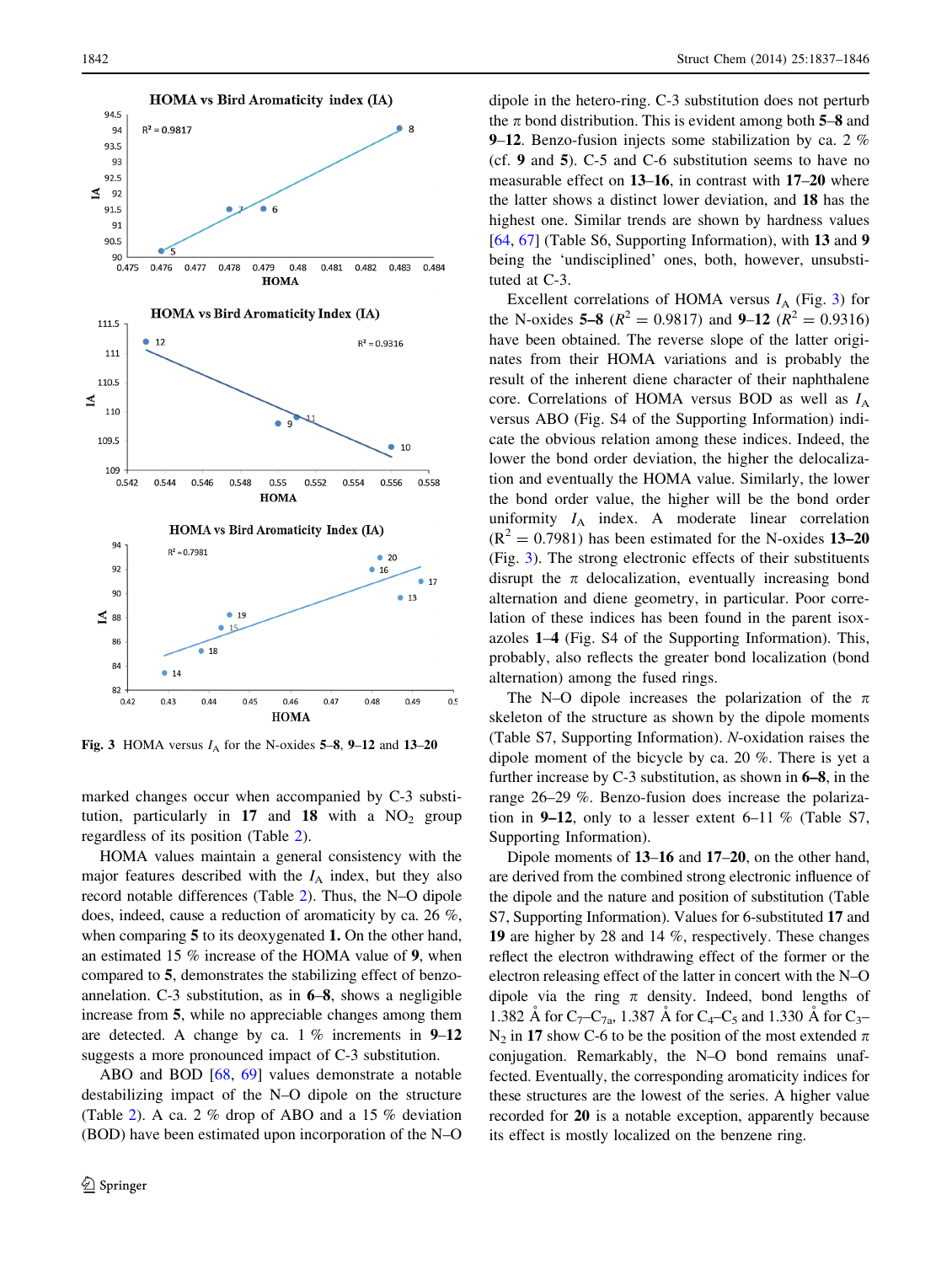Fig. 3 HOMA versus $I_A$ for the N-oxides **5**–**8**, **9**–**12** and **13**–**20**

marked changes occur when accompanied by C-3 substitution, particularly in **17** and **18** with a $NO_2$ group regardless of its position (Table 2).

HOMA values maintain a general consistency with the major features described with the $I_A$ index, but they also record notable differences (Table 2). Thus, the N–O dipole does, indeed, cause a reduction of aromaticity by ca. 26 %, when comparing **5** to its deoxygenated **1.** On the other hand, an estimated 15 % increase of the HOMA value of **9**, when compared to **5**, demonstrates the stabilizing effect of benzo-annelation. C-3 substitution, as in **6**–**8**, shows a negligible increase from **5**, while no appreciable changes among them are detected. A change by ca. 1 % increments in **9**–**12** suggests a more pronounced impact of C-3 substitution.

ABO and BOD [68, 69] values demonstrate a notable destabilizing impact of the N–O dipole on the structure (Table 2). A ca. 2 % drop of ABO and a 15 % deviation (BOD) have been estimated upon incorporation of the N–O dipole in the hetero-ring. C-3 substitution does not perturb the π bond distribution. This is evident among both **5**–**8** and **9**–**12**. Benzo-fusion injects some stabilization by ca. 2 % (cf. **9** and **5**). C-5 and C-6 substitution seems to have no measurable effect on **13**–**16**, in contrast with **17**–**20** where the latter shows a distinct lower deviation, and **18** has the highest one. Similar trends are shown by hardness values [64, 67] (Table S6, Supporting Information), with **13** and **9** being the 'undisciplined' ones, both, however, unsubstituted at C-3.

Excellent correlations of HOMA versus $I_A$ (Fig. 3) for the N-oxides **5**–**8** ($R^2 = 0.9817$) and **9**–**12** ($R^2 = 0.9316$) have been obtained. The reverse slope of the latter originates from their HOMA variations and is probably the result of the inherent diene character of their naphthalene core. Correlations of HOMA versus BOD as well as $I_A$ versus ABO (Fig. S4 of the Supporting Information) indicate the obvious relation among these indices. Indeed, the lower the bond order deviation, the higher the delocalization and eventually the HOMA value. Similarly, the lower the bond order value, the higher will be the bond order uniformity $I_A$ index. A moderate linear correlation ($R^2 = 0.7981$) has been estimated for the N-oxides **13**–**20** (Fig. 3). The strong electronic effects of their substituents disrupt the π delocalization, eventually increasing bond alternation and diene geometry, in particular. Poor correlation of these indices has been found in the parent isoxazoles **1**–**4** (Fig. S4 of the Supporting Information). This, probably, also reflects the greater bond localization (bond alternation) among the fused rings.

The N–O dipole increases the polarization of the π skeleton of the structure as shown by the dipole moments (Table S7, Supporting Information). *N*-oxidation raises the dipole moment of the bicycle by ca. 20 %. There is yet a further increase by C-3 substitution, as shown in **6**–**8**, in the range 26–29 %. Benzo-fusion does increase the polarization in **9**–**12**, only to a lesser extent 6–11 % (Table S7, Supporting Information).

Dipole moments of **13**–**16** and **17**–**20**, on the other hand, are derived from the combined strong electronic influence of the dipole and the nature and position of substitution (Table S7, Supporting Information). Values for 6-substituted **17** and **19** are higher by 28 and 14 %, respectively. These changes reflect the electron withdrawing effect of the former or the electron releasing effect of the latter in concert with the N–O dipole via the ring π density. Indeed, bond lengths of 1.382 Å for $C_7$–$C_{7a}$, 1.387 Å for $C_4$–$C_5$ and 1.330 Å for $C_3$–$N_2$ in **17** show C-6 to be the position of the most extended π conjugation. Remarkably, the N–O bond remains unaffected. Eventually, the corresponding aromaticity indices for these structures are the lowest of the series. A higher value recorded for **20** is a notable exception, apparently because its effect is mostly localized on the benzene ring.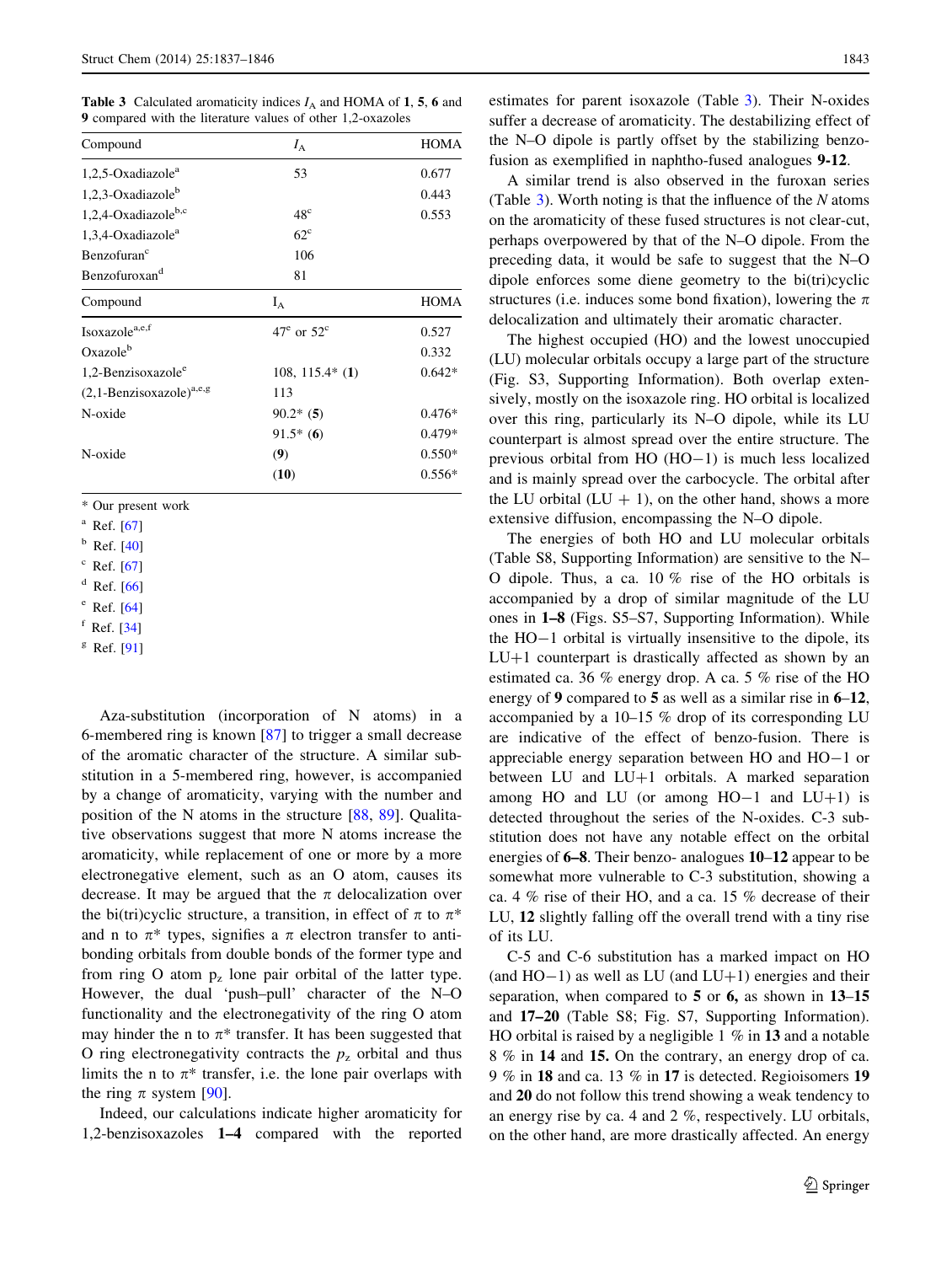**Table 3** Calculated aromaticity indices $I_A$ and HOMA of **1**, **5**, **6** and **9** compared with the literature values of other 1,2-oxazoles

| Compound | $I_A$ | HOMA |
|---|---|---|
| 1,2,5-Oxadiazole[a] | 53 | 0.677 |
| 1,2,3-Oxadiazole[b] | | 0.443 |
| 1,2,4-Oxadiazole[b,c] | 48[c] | 0.553 |
| 1,3,4-Oxadiazole[a] | 62[c] | |
| Benzofuran[c] | 106 | |
| Benzofuroxan[d] | 81 | |
| **Compound** | **$I_A$** | **HOMA** |
| Isoxazole[a,e,f] | 47[e] or 52[c] | 0.527 |
| Oxazole[b] | | 0.332 |
| 1,2-Benzisoxazole[e] | 108, 115.4* (**1**) | 0.642* |
| (2,1-Benzisoxazole)[a,e,g] | 113 | |
| N-oxide | 90.2* (**5**) | 0.476* |
| | 91.5* (**6**) | 0.479* |
| N-oxide | (**9**) | 0.550* |
| | (**10**) | 0.556* |

\* Our present work

[a] Ref. [67]

[b] Ref. [40]

[c] Ref. [67]

[d] Ref. [66]

[e] Ref. [64]

[f] Ref. [34]

[g] Ref. [91]

Aza-substitution (incorporation of N atoms) in a 6-membered ring is known [87] to trigger a small decrease of the aromatic character of the structure. A similar substitution in a 5-membered ring, however, is accompanied by a change of aromaticity, varying with the number and position of the N atoms in the structure [88, 89]. Qualitative observations suggest that more N atoms increase the aromaticity, while replacement of one or more by a more electronegative element, such as an O atom, causes its decrease. It may be argued that the π delocalization over the bi(tri)cyclic structure, a transition, in effect of π to π* and n to π* types, signifies a π electron transfer to antibonding orbitals from double bonds of the former type and from ring O atom $p_z$ lone pair orbital of the latter type. However, the dual 'push–pull' character of the N–O functionality and the electronegativity of the ring O atom may hinder the n to π* transfer. It has been suggested that O ring electronegativity contracts the $p_z$ orbital and thus limits the n to π* transfer, i.e. the lone pair overlaps with the ring π system [90].

Indeed, our calculations indicate higher aromaticity for 1,2-benzisoxazoles **1–4** compared with the reported estimates for parent isoxazole (Table 3). Their N-oxides suffer a decrease of aromaticity. The destabilizing effect of the N–O dipole is partly offset by the stabilizing benzo-fusion as exemplified in naphtho-fused analogues **9-12**.

A similar trend is also observed in the furoxan series (Table 3). Worth noting is that the influence of the *N* atoms on the aromaticity of these fused structures is not clear-cut, perhaps overpowered by that of the N–O dipole. From the preceding data, it would be safe to suggest that the N–O dipole enforces some diene geometry to the bi(tri)cyclic structures (i.e. induces some bond fixation), lowering the π delocalization and ultimately their aromatic character.

The highest occupied (HO) and the lowest unoccupied (LU) molecular orbitals occupy a large part of the structure (Fig. S3, Supporting Information). Both overlap extensively, mostly on the isoxazole ring. HO orbital is localized over this ring, particularly its N–O dipole, while its LU counterpart is almost spread over the entire structure. The previous orbital from HO (HO−1) is much less localized and is mainly spread over the carbocycle. The orbital after the LU orbital (LU + 1), on the other hand, shows a more extensive diffusion, encompassing the N–O dipole.

The energies of both HO and LU molecular orbitals (Table S8, Supporting Information) are sensitive to the N–O dipole. Thus, a ca. 10 % rise of the HO orbitals is accompanied by a drop of similar magnitude of the LU ones in **1–8** (Figs. S5–S7, Supporting Information). While the HO−1 orbital is virtually insensitive to the dipole, its LU+1 counterpart is drastically affected as shown by an estimated ca. 36 % energy drop. A ca. 5 % rise of the HO energy of **9** compared to **5** as well as a similar rise in **6–12**, accompanied by a 10–15 % drop of its corresponding LU are indicative of the effect of benzo-fusion. There is appreciable energy separation between HO and HO−1 or between LU and LU+1 orbitals. A marked separation among HO and LU (or among HO−1 and LU+1) is detected throughout the series of the N-oxides. C-3 substitution does not have any notable effect on the orbital energies of **6–8**. Their benzo- analogues **10–12** appear to be somewhat more vulnerable to C-3 substitution, showing a ca. 4 % rise of their HO, and a ca. 15 % decrease of their LU, **12** slightly falling off the overall trend with a tiny rise of its LU.

C-5 and C-6 substitution has a marked impact on HO (and HO−1) as well as LU (and LU+1) energies and their separation, when compared to **5** or **6,** as shown in **13–15** and **17–20** (Table S8; Fig. S7, Supporting Information). HO orbital is raised by a negligible 1 % in **13** and a notable 8 % in **14** and **15.** On the contrary, an energy drop of ca. 9 % in **18** and ca. 13 % in **17** is detected. Regioisomers **19** and **20** do not follow this trend showing a weak tendency to an energy rise by ca. 4 and 2 %, respectively. LU orbitals, on the other hand, are more drastically affected. An energy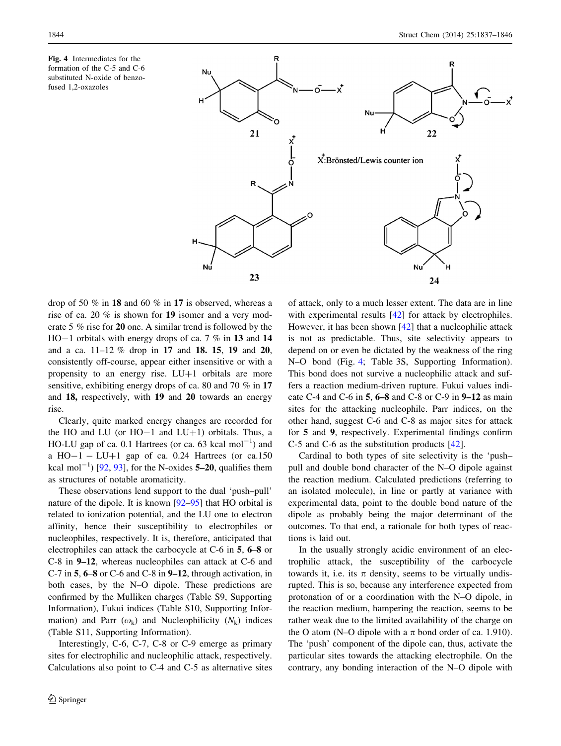Fig. 4 Intermediates for the formation of the C-5 and C-6 substituted N-oxide of benzo-fused 1,2-oxazoles

drop of 50 % in **18** and 60 % in **17** is observed, whereas a rise of ca. 20 % is shown for **19** isomer and a very moderate 5 % rise for **20** one. A similar trend is followed by the HO−1 orbitals with energy drops of ca. 7 % in **13** and **14** and a ca. 11–12 % drop in **17** and **18. 15**, **19** and **20**, consistently off-course, appear either insensitive or with a propensity to an energy rise. LU+1 orbitals are more sensitive, exhibiting energy drops of ca. 80 and 70 % in **17** and **18,** respectively, with **19** and **20** towards an energy rise.

Clearly, quite marked energy changes are recorded for the HO and LU (or HO−1 and LU+1) orbitals. Thus, a HO-LU gap of ca. 0.1 Hartrees (or ca. 63 kcal $mol^{-1}$) and a HO−1 − LU+1 gap of ca. 0.24 Hartrees (or ca.150 kcal $mol^{-1}$) [92, 93], for the N-oxides **5–20**, qualifies them as structures of notable aromaticity.

These observations lend support to the dual 'push–pull' nature of the dipole. It is known [92–95] that HO orbital is related to ionization potential, and the LU one to electron affinity, hence their susceptibility to electrophiles or nucleophiles, respectively. It is, therefore, anticipated that electrophiles can attack the carbocycle at C-6 in **5**, **6–8** or C-8 in **9–12**, whereas nucleophiles can attack at C-6 and C-7 in **5**, **6–8** or C-6 and C-8 in **9–12**, through activation, in both cases, by the N–O dipole. These predictions are confirmed by the Mulliken charges (Table S9, Supporting Information), Fukui indices (Table S10, Supporting Information) and Parr ($\omega_k$) and Nucleophilicity ($N_k$) indices (Table S11, Supporting Information).

Interestingly, C-6, C-7, C-8 or C-9 emerge as primary sites for electrophilic and nucleophilic attack, respectively. Calculations also point to C-4 and C-5 as alternative sites of attack, only to a much lesser extent. The data are in line with experimental results [42] for attack by electrophiles. However, it has been shown [42] that a nucleophilic attack is not as predictable. Thus, site selectivity appears to depend on or even be dictated by the weakness of the ring N–O bond (Fig. 4; Table 3S, Supporting Information). This bond does not survive a nucleophilic attack and suffers a reaction medium-driven rupture. Fukui values indicate C-4 and C-6 in **5**, **6–8** and C-8 or C-9 in **9–12** as main sites for the attacking nucleophile. Parr indices, on the other hand, suggest C-6 and C-8 as major sites for attack for **5** and **9**, respectively. Experimental findings confirm C-5 and C-6 as the substitution products [42].

Cardinal to both types of site selectivity is the 'push–pull and double bond character of the N–O dipole against the reaction medium. Calculated predictions (referring to an isolated molecule), in line or partly at variance with experimental data, point to the double bond nature of the dipole as probably being the major determinant of the outcomes. To that end, a rationale for both types of reactions is laid out.

In the usually strongly acidic environment of an electrophilic attack, the susceptibility of the carbocycle towards it, i.e. its π density, seems to be virtually undisrupted. This is so, because any interference expected from protonation of or a coordination with the N–O dipole, in the reaction medium, hampering the reaction, seems to be rather weak due to the limited availability of the charge on the O atom (N–O dipole with a π bond order of ca. 1.910). The 'push' component of the dipole can, thus, activate the particular sites towards the attacking electrophile. On the contrary, any bonding interaction of the N–O dipole with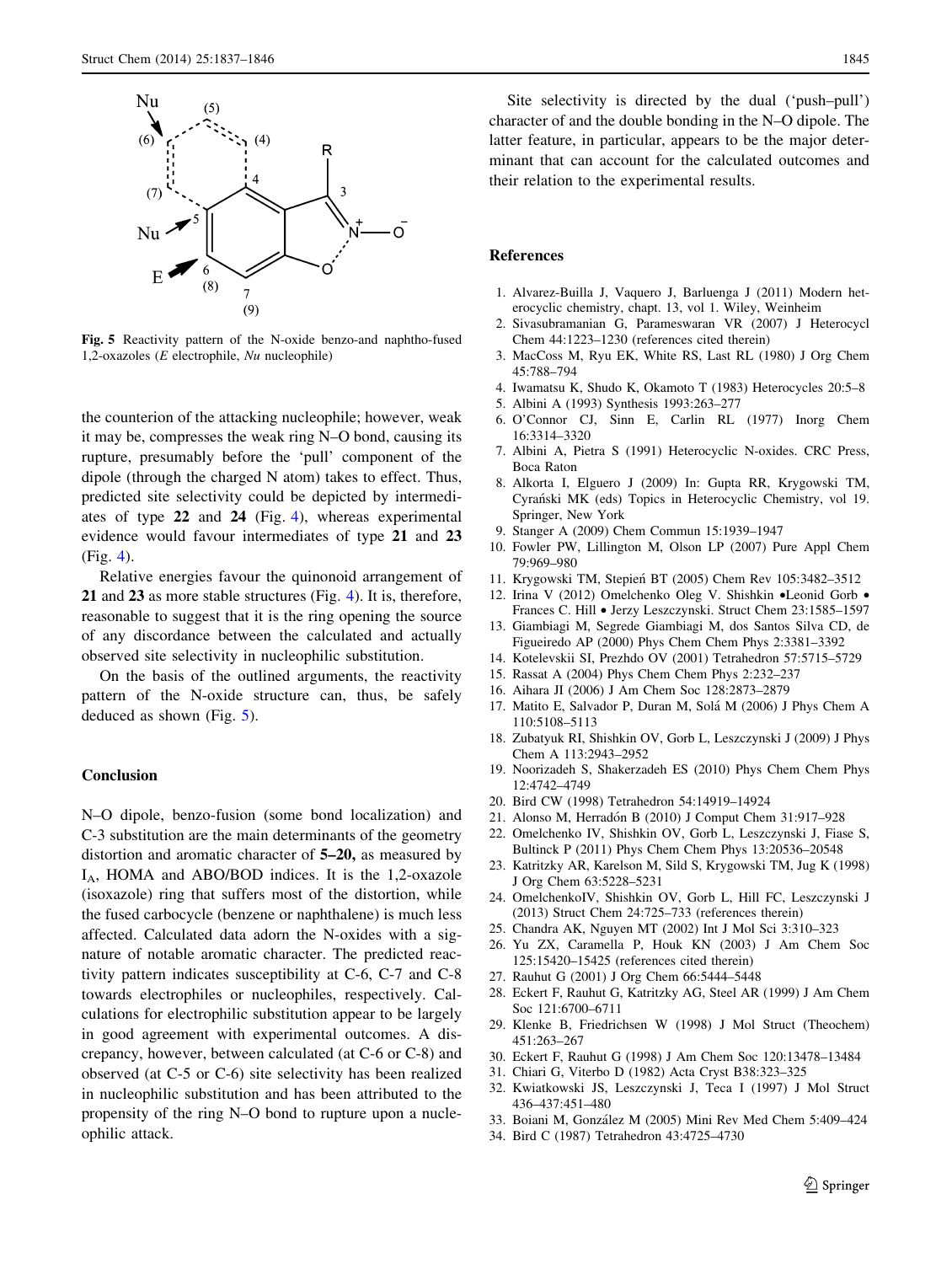Fig. 5 Reactivity pattern of the N-oxide benzo-and naphtho-fused 1,2-oxazoles (*E* electrophile, *Nu* nucleophile)

the counterion of the attacking nucleophile; however, weak it may be, compresses the weak ring N–O bond, causing its rupture, presumably before the 'pull' component of the dipole (through the charged N atom) takes to effect. Thus, predicted site selectivity could be depicted by intermediates of type **22** and **24** (Fig. 4), whereas experimental evidence would favour intermediates of type **21** and **23** (Fig. 4).

Relative energies favour the quinonoid arrangement of **21** and **23** as more stable structures (Fig. 4). It is, therefore, reasonable to suggest that it is the ring opening the source of any discordance between the calculated and actually observed site selectivity in nucleophilic substitution.

On the basis of the outlined arguments, the reactivity pattern of the N-oxide structure can, thus, be safely deduced as shown (Fig. 5).

## Conclusion

N–O dipole, benzo-fusion (some bond localization) and C-3 substitution are the main determinants of the geometry distortion and aromatic character of **5–20,** as measured by $I_A$, HOMA and ABO/BOD indices. It is the 1,2-oxazole (isoxazole) ring that suffers most of the distortion, while the fused carbocycle (benzene or naphthalene) is much less affected. Calculated data adorn the N-oxides with a signature of notable aromatic character. The predicted reactivity pattern indicates susceptibility at C-6, C-7 and C-8 towards electrophiles or nucleophiles, respectively. Calculations for electrophilic substitution appear to be largely in good agreement with experimental outcomes. A discrepancy, however, between calculated (at C-6 or C-8) and observed (at C-5 or C-6) site selectivity has been realized in nucleophilic substitution and has been attributed to the propensity of the ring N–O bond to rupture upon a nucleophilic attack.

Site selectivity is directed by the dual ('push–pull') character of and the double bonding in the N–O dipole. The latter feature, in particular, appears to be the major determinant that can account for the calculated outcomes and their relation to the experimental results.

## References

1. Alvarez-Builla J, Vaquero J, Barluenga J (2011) Modern heterocyclic chemistry, chapt. 13, vol 1. Wiley, Weinheim
2. Sivasubramanian G, Parameswaran VR (2007) J Heterocycl Chem 44:1223–1230 (references cited therein)
3. MacCoss M, Ryu EK, White RS, Last RL (1980) J Org Chem 45:788–794
4. Iwamatsu K, Shudo K, Okamoto T (1983) Heterocycles 20:5–8
5. Albini A (1993) Synthesis 1993:263–277
6. O'Connor CJ, Sinn E, Carlin RL (1977) Inorg Chem 16:3314–3320
7. Albini A, Pietra S (1991) Heterocyclic N-oxides. CRC Press, Boca Raton
8. Alkorta I, Elguero J (2009) In: Gupta RR, Krygowski TM, Cyrański MK (eds) Topics in Heterocyclic Chemistry, vol 19. Springer, New York
9. Stanger A (2009) Chem Commun 15:1939–1947
10. Fowler PW, Lillington M, Olson LP (2007) Pure Appl Chem 79:969–980
11. Krygowski TM, Stepień BT (2005) Chem Rev 105:3482–3512
12. Irina V (2012) Omelchenko Oleg V. Shishkin •Leonid Gorb • Frances C. Hill • Jerzy Leszczynski. Struct Chem 23:1585–1597
13. Giambiagi M, Segrede Giambiagi M, dos Santos Silva CD, de Figueiredo AP (2000) Phys Chem Chem Phys 2:3381–3392
14. Kotelevskii SI, Prezhdo OV (2001) Tetrahedron 57:5715–5729
15. Rassat A (2004) Phys Chem Chem Phys 2:232–237
16. Aihara JI (2006) J Am Chem Soc 128:2873–2879
17. Matito E, Salvador P, Duran M, Solá M (2006) J Phys Chem A 110:5108–5113
18. Zubatyuk RI, Shishkin OV, Gorb L, Leszczynski J (2009) J Phys Chem A 113:2943–2952
19. Noorizadeh S, Shakerzadeh ES (2010) Phys Chem Chem Phys 12:4742–4749
20. Bird CW (1998) Tetrahedron 54:14919–14924
21. Alonso M, Herradón B (2010) J Comput Chem 31:917–928
22. Omelchenko IV, Shishkin OV, Gorb L, Leszczynski J, Fiase S, Bultinck P (2011) Phys Chem Chem Phys 13:20536–20548
23. Katritzky AR, Karelson M, Sild S, Krygowski TM, Jug K (1998) J Org Chem 63:5228–5231
24. OmelchenkoIV, Shishkin OV, Gorb L, Hill FC, Leszczynski J (2013) Struct Chem 24:725–733 (references therein)
25. Chandra AK, Nguyen MT (2002) Int J Mol Sci 3:310–323
26. Yu ZX, Caramella P, Houk KN (2003) J Am Chem Soc 125:15420–15425 (references cited therein)
27. Rauhut G (2001) J Org Chem 66:5444–5448
28. Eckert F, Rauhut G, Katritzky AG, Steel AR (1999) J Am Chem Soc 121:6700–6711
29. Klenke B, Friedrichsen W (1998) J Mol Struct (Theochem) 451:263–267
30. Eckert F, Rauhut G (1998) J Am Chem Soc 120:13478–13484
31. Chiari G, Viterbo D (1982) Acta Cryst B38:323–325
32. Kwiatkowski JS, Leszczynski J, Teca I (1997) J Mol Struct 436–437:451–480
33. Boiani M, González M (2005) Mini Rev Med Chem 5:409–424
34. Bird C (1987) Tetrahedron 43:4725–4730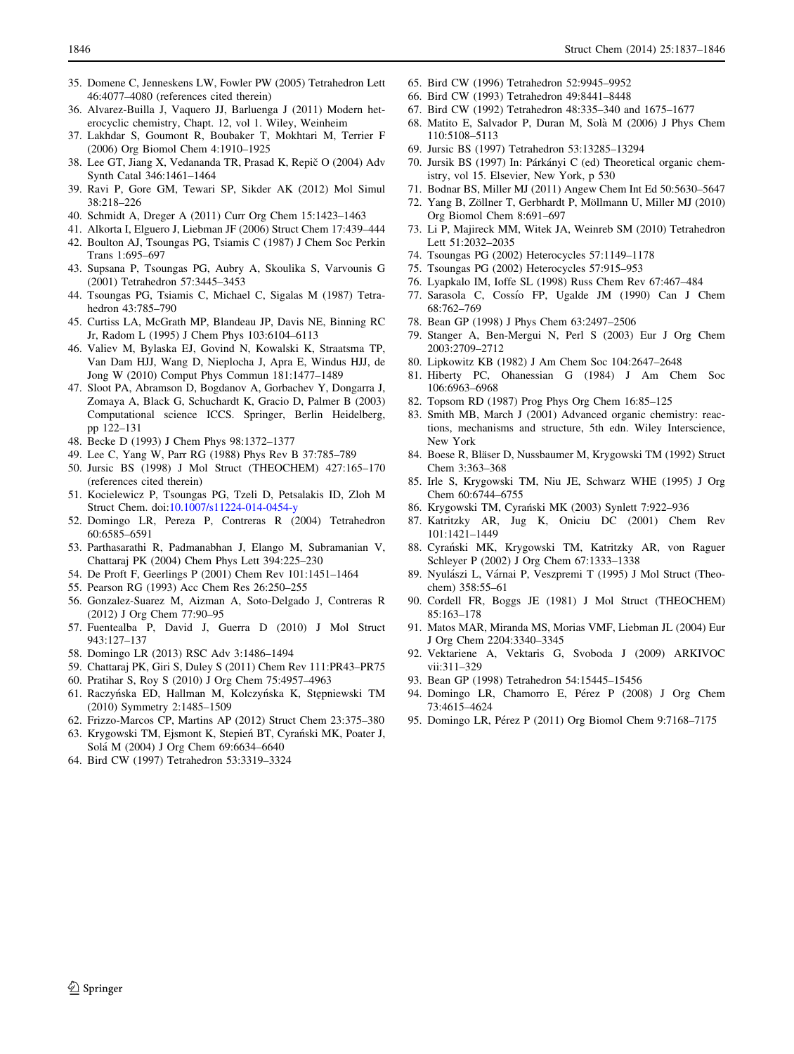35. Domene C, Jenneskens LW, Fowler PW (2005) Tetrahedron Lett 46:4077–4080 (references cited therein)
36. Alvarez-Builla J, Vaquero JJ, Barluenga J (2011) Modern heterocyclic chemistry, Chapt. 12, vol 1. Wiley, Weinheim
37. Lakhdar S, Goumont R, Boubaker T, Mokhtari M, Terrier F (2006) Org Biomol Chem 4:1910–1925
38. Lee GT, Jiang X, Vedananda TR, Prasad K, Repič O (2004) Adv Synth Catal 346:1461–1464
39. Ravi P, Gore GM, Tewari SP, Sikder AK (2012) Mol Simul 38:218–226
40. Schmidt A, Dreger A (2011) Curr Org Chem 15:1423–1463
41. Alkorta I, Elguero J, Liebman JF (2006) Struct Chem 17:439–444
42. Boulton AJ, Tsoungas PG, Tsiamis C (1987) J Chem Soc Perkin Trans 1:695–697
43. Supsana P, Tsoungas PG, Aubry A, Skoulika S, Varvounis G (2001) Tetrahedron 57:3445–3453
44. Tsoungas PG, Tsiamis C, Michael C, Sigalas M (1987) Tetrahedron 43:785–790
45. Curtiss LA, McGrath MP, Blandeau JP, Davis NE, Binning RC Jr, Radom L (1995) J Chem Phys 103:6104–6113
46. Valiev M, Bylaska EJ, Govind N, Kowalski K, Straatsma TP, Van Dam HJJ, Wang D, Nieplocha J, Apra E, Windus HJJ, de Jong W (2010) Comput Phys Commun 181:1477–1489
47. Sloot PA, Abramson D, Bogdanov A, Gorbachev Y, Dongarra J, Zomaya A, Black G, Schuchardt K, Gracio D, Palmer B (2003) Computational science ICCS. Springer, Berlin Heidelberg, pp 122–131
48. Becke D (1993) J Chem Phys 98:1372–1377
49. Lee C, Yang W, Parr RG (1988) Phys Rev B 37:785–789
50. Jursic BS (1998) J Mol Struct (THEOCHEM) 427:165–170 (references cited therein)
51. Kocielewicz P, Tsoungas PG, Tzeli D, Petsalakis ID, Zloh M Struct Chem. doi:10.1007/s11224-014-0454-y
52. Domingo LR, Pereza P, Contreras R (2004) Tetrahedron 60:6585–6591
53. Parthasarathi R, Padmanabhan J, Elango M, Subramanian V, Chattaraj PK (2004) Chem Phys Lett 394:225–230
54. De Proft F, Geerlings P (2001) Chem Rev 101:1451–1464
55. Pearson RG (1993) Acc Chem Res 26:250–255
56. Gonzalez-Suarez M, Aizman A, Soto-Delgado J, Contreras R (2012) J Org Chem 77:90–95
57. Fuentealba P, David J, Guerra D (2010) J Mol Struct 943:127–137
58. Domingo LR (2013) RSC Adv 3:1486–1494
59. Chattaraj PK, Giri S, Duley S (2011) Chem Rev 111:PR43–PR75
60. Pratihar S, Roy S (2010) J Org Chem 75:4957–4963
61. Raczyńska ED, Hallman M, Kolczyńska K, Stępniewski TM (2010) Symmetry 2:1485–1509
62. Frizzo-Marcos CP, Martins AP (2012) Struct Chem 23:375–380
63. Krygowski TM, Ejsmont K, Stepień BT, Cyrański MK, Poater J, Solá M (2004) J Org Chem 69:6634–6640
64. Bird CW (1997) Tetrahedron 53:3319–3324
65. Bird CW (1996) Tetrahedron 52:9945–9952
66. Bird CW (1993) Tetrahedron 49:8441–8448
67. Bird CW (1992) Tetrahedron 48:335–340 and 1675–1677
68. Matito E, Salvador P, Duran M, Solà M (2006) J Phys Chem 110:5108–5113
69. Jursic BS (1997) Tetrahedron 53:13285–13294
70. Jursik BS (1997) In: Párkányi C (ed) Theoretical organic chemistry, vol 15. Elsevier, New York, p 530
71. Bodnar BS, Miller MJ (2011) Angew Chem Int Ed 50:5630–5647
72. Yang B, Zöllner T, Gerbhardt P, Möllmann U, Miller MJ (2010) Org Biomol Chem 8:691–697
73. Li P, Majireck MM, Witek JA, Weinreb SM (2010) Tetrahedron Lett 51:2032–2035
74. Tsoungas PG (2002) Heterocycles 57:1149–1178
75. Tsoungas PG (2002) Heterocycles 57:915–953
76. Lyapkalo IM, Ioffe SL (1998) Russ Chem Rev 67:467–484
77. Sarasola C, Cossío FP, Ugalde JM (1990) Can J Chem 68:762–769
78. Bean GP (1998) J Phys Chem 63:2497–2506
79. Stanger A, Ben-Mergui N, Perl S (2003) Eur J Org Chem 2003:2709–2712
80. Lipkowitz KB (1982) J Am Chem Soc 104:2647–2648
81. Hiberty PC, Ohanessian G (1984) J Am Chem Soc 106:6963–6968
82. Topsom RD (1987) Prog Phys Org Chem 16:85–125
83. Smith MB, March J (2001) Advanced organic chemistry: reactions, mechanisms and structure, 5th edn. Wiley Interscience, New York
84. Boese R, Bläser D, Nussbaumer M, Krygowski TM (1992) Struct Chem 3:363–368
85. Irle S, Krygowski TM, Niu JE, Schwarz WHE (1995) J Org Chem 60:6744–6755
86. Krygowski TM, Cyrański MK (2003) Synlett 7:922–936
87. Katritzky AR, Jug K, Oniciu DC (2001) Chem Rev 101:1421–1449
88. Cyrański MK, Krygowski TM, Katritzky AR, von Raguer Schleyer P (2002) J Org Chem 67:1333–1338
89. Nyulászi L, Várnai P, Veszpremi T (1995) J Mol Struct (Theochem) 358:55–61
90. Cordell FR, Boggs JE (1981) J Mol Struct (THEOCHEM) 85:163–178
91. Matos MAR, Miranda MS, Morias VMF, Liebman JL (2004) Eur J Org Chem 2204:3340–3345
92. Vektariene A, Vektaris G, Svoboda J (2009) ARKIVOC vii:311–329
93. Bean GP (1998) Tetrahedron 54:15445–15456
94. Domingo LR, Chamorro E, Pérez P (2008) J Org Chem 73:4615–4624
95. Domingo LR, Pérez P (2011) Org Biomol Chem 9:7168–7175